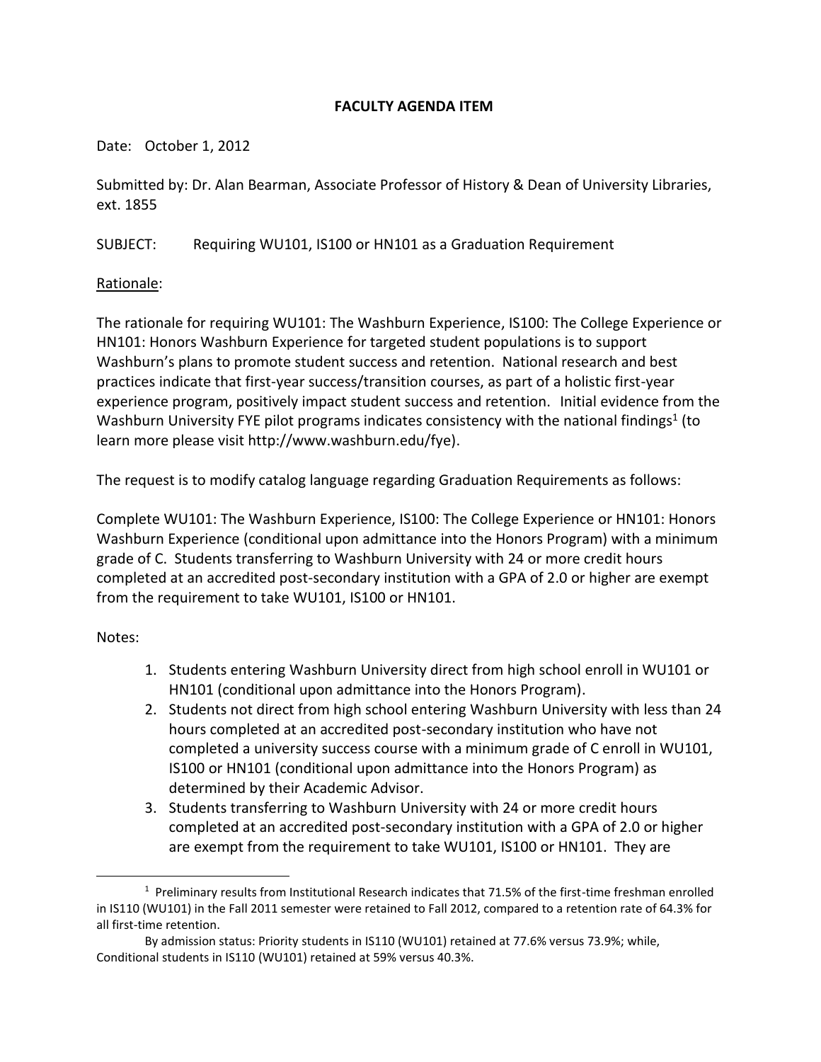**FACULTY AGENDA ITEM**

Date: October 1, 2012

Submitted by: Dr. Alan Bearman, Associate Professor of History & Dean of University Libraries, ext. 1855

SUBJECT: Requiring WU101, IS100 or HN101 as a Graduation Requirement

Rationale:

The rationale for requiring WU101: The Washburn Experience, IS100: The College Experience or HN101: Honors Washburn Experience for targeted student populations is to support Washburn's plans to promote student success and retention. National research and best practices indicate that first-year success/transition courses, as part of a holistic first-year experience program, positively impact student success and retention. Initial evidence from the Washburn University FYE pilot programs indicates consistency with the national findings[1] (to learn more please visit http://www.washburn.edu/fye).

The request is to modify catalog language regarding Graduation Requirements as follows:

Complete WU101: The Washburn Experience, IS100: The College Experience or HN101: Honors Washburn Experience (conditional upon admittance into the Honors Program) with a minimum grade of C. Students transferring to Washburn University with 24 or more credit hours completed at an accredited post-secondary institution with a GPA of 2.0 or higher are exempt from the requirement to take WU101, IS100 or HN101.

Notes:

1. Students entering Washburn University direct from high school enroll in WU101 or HN101 (conditional upon admittance into the Honors Program).
2. Students not direct from high school entering Washburn University with less than 24 hours completed at an accredited post-secondary institution who have not completed a university success course with a minimum grade of C enroll in WU101, IS100 or HN101 (conditional upon admittance into the Honors Program) as determined by their Academic Advisor.
3. Students transferring to Washburn University with 24 or more credit hours completed at an accredited post-secondary institution with a GPA of 2.0 or higher are exempt from the requirement to take WU101, IS100 or HN101. They are

---

[1] Preliminary results from Institutional Research indicates that 71.5% of the first-time freshman enrolled in IS110 (WU101) in the Fall 2011 semester were retained to Fall 2012, compared to a retention rate of 64.3% for all first-time retention.

By admission status: Priority students in IS110 (WU101) retained at 77.6% versus 73.9%; while, Conditional students in IS110 (WU101) retained at 59% versus 40.3%.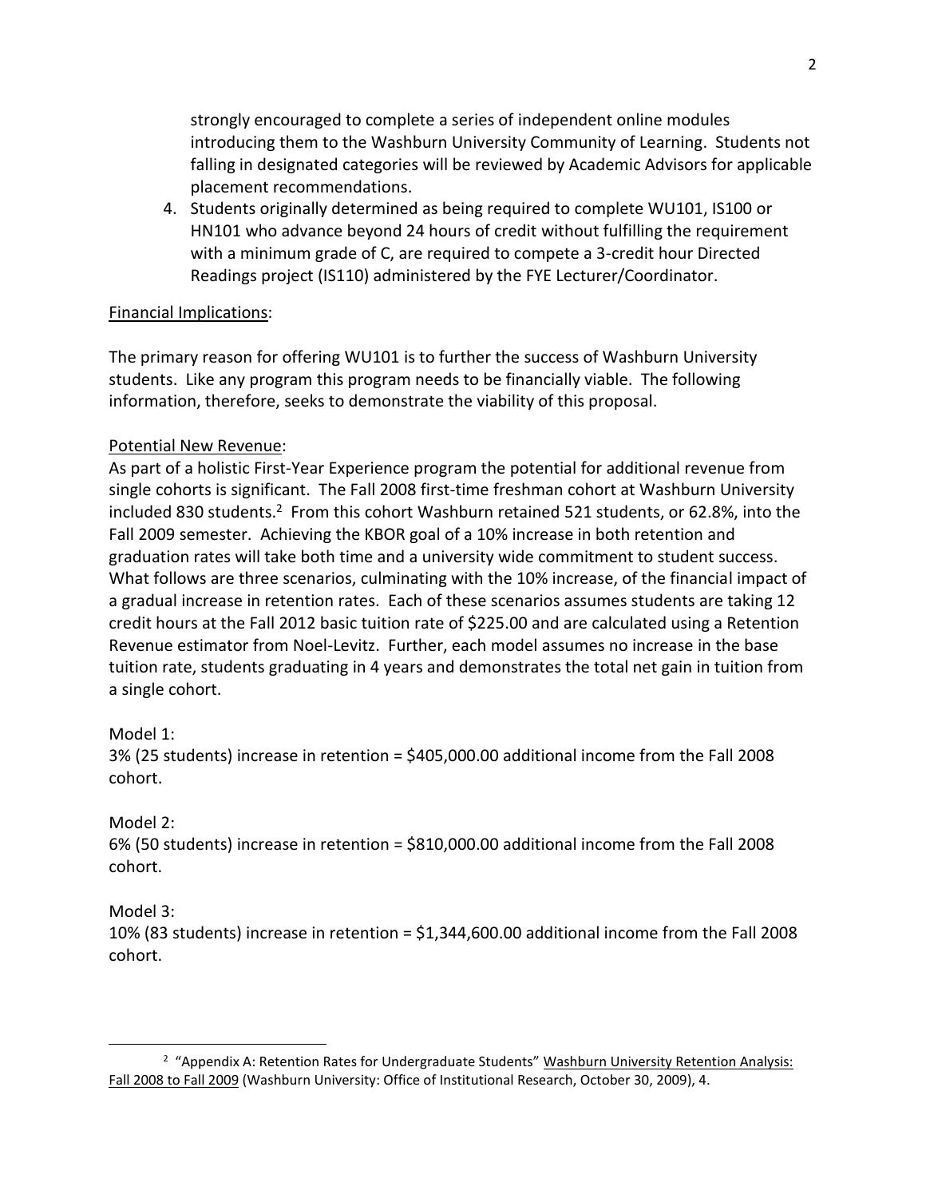strongly encouraged to complete a series of independent online modules introducing them to the Washburn University Community of Learning. Students not falling in designated categories will be reviewed by Academic Advisors for applicable placement recommendations.

4. Students originally determined as being required to complete WU101, IS100 or HN101 who advance beyond 24 hours of credit without fulfilling the requirement with a minimum grade of C, are required to compete a 3-credit hour Directed Readings project (IS110) administered by the FYE Lecturer/Coordinator.

Financial Implications:

The primary reason for offering WU101 is to further the success of Washburn University students. Like any program this program needs to be financially viable. The following information, therefore, seeks to demonstrate the viability of this proposal.

Potential New Revenue:

As part of a holistic First-Year Experience program the potential for additional revenue from single cohorts is significant. The Fall 2008 first-time freshman cohort at Washburn University included 830 students.[2] From this cohort Washburn retained 521 students, or 62.8%, into the Fall 2009 semester. Achieving the KBOR goal of a 10% increase in both retention and graduation rates will take both time and a university wide commitment to student success. What follows are three scenarios, culminating with the 10% increase, of the financial impact of a gradual increase in retention rates. Each of these scenarios assumes students are taking 12 credit hours at the Fall 2012 basic tuition rate of $225.00 and are calculated using a Retention Revenue estimator from Noel-Levitz. Further, each model assumes no increase in the base tuition rate, students graduating in 4 years and demonstrates the total net gain in tuition from a single cohort.

Model 1:
3% (25 students) increase in retention = $405,000.00 additional income from the Fall 2008 cohort.

Model 2:
6% (50 students) increase in retention = $810,000.00 additional income from the Fall 2008 cohort.

Model 3:
10% (83 students) increase in retention = $1,344,600.00 additional income from the Fall 2008 cohort.

[2] "Appendix A: Retention Rates for Undergraduate Students" Washburn University Retention Analysis: Fall 2008 to Fall 2009 (Washburn University: Office of Institutional Research, October 30, 2009), 4.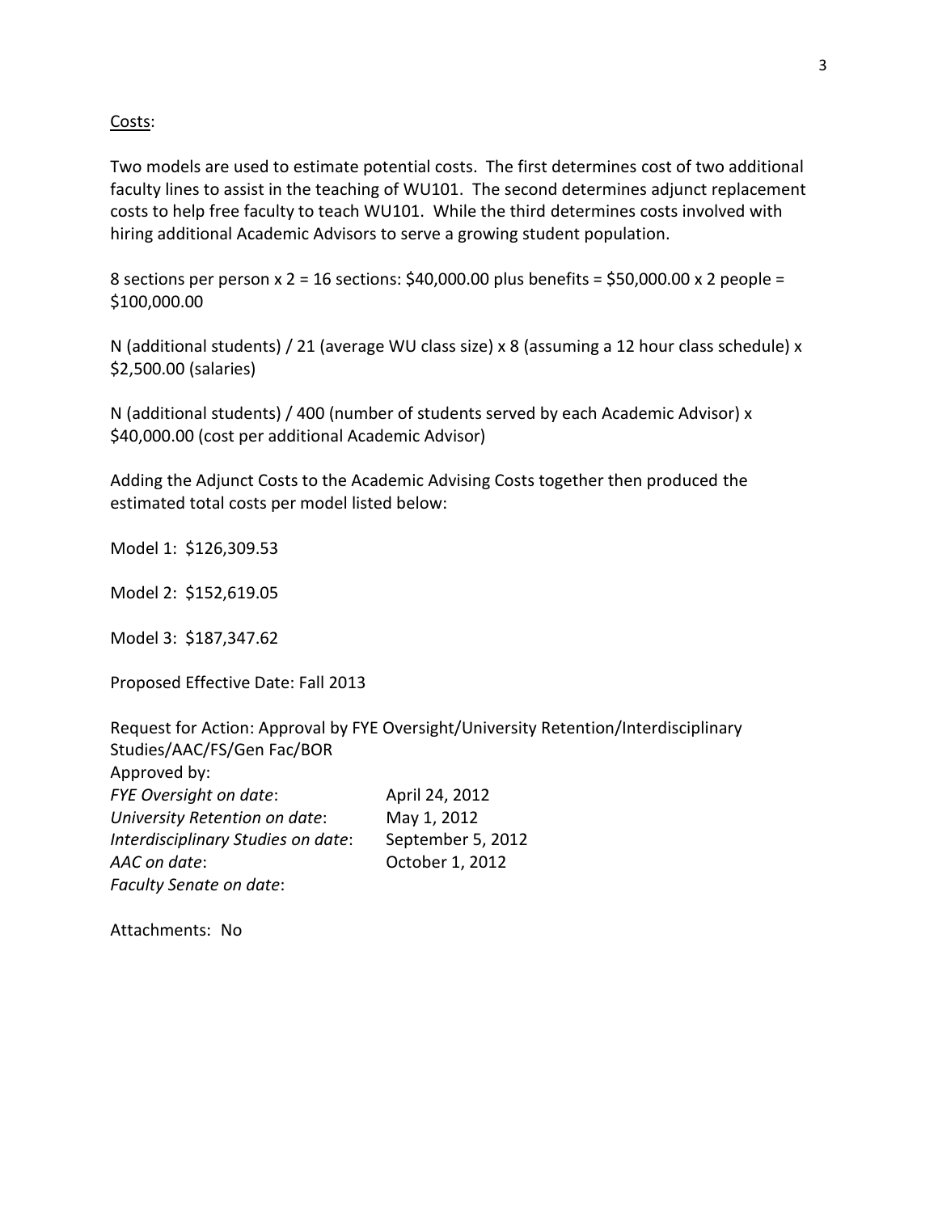Costs:

Two models are used to estimate potential costs. The first determines cost of two additional faculty lines to assist in the teaching of WU101. The second determines adjunct replacement costs to help free faculty to teach WU101. While the third determines costs involved with hiring additional Academic Advisors to serve a growing student population.

8 sections per person x 2 = 16 sections: $40,000.00 plus benefits = $50,000.00 x 2 people = $100,000.00

N (additional students) / 21 (average WU class size) x 8 (assuming a 12 hour class schedule) x $2,500.00 (salaries)

N (additional students) / 400 (number of students served by each Academic Advisor) x $40,000.00 (cost per additional Academic Advisor)

Adding the Adjunct Costs to the Academic Advising Costs together then produced the estimated total costs per model listed below:

Model 1: $126,309.53

Model 2: $152,619.05

Model 3: $187,347.62

Proposed Effective Date: Fall 2013

Request for Action: Approval by FYE Oversight/University Retention/Interdisciplinary Studies/AAC/FS/Gen Fac/BOR
Approved by:

| | |
|---|---|
| *FYE Oversight on date*: | April 24, 2012 |
| *University Retention on date*: | May 1, 2012 |
| *Interdisciplinary Studies on date*: | September 5, 2012 |
| *AAC on date*: | October 1, 2012 |
| *Faculty Senate on date*: | |

Attachments: No